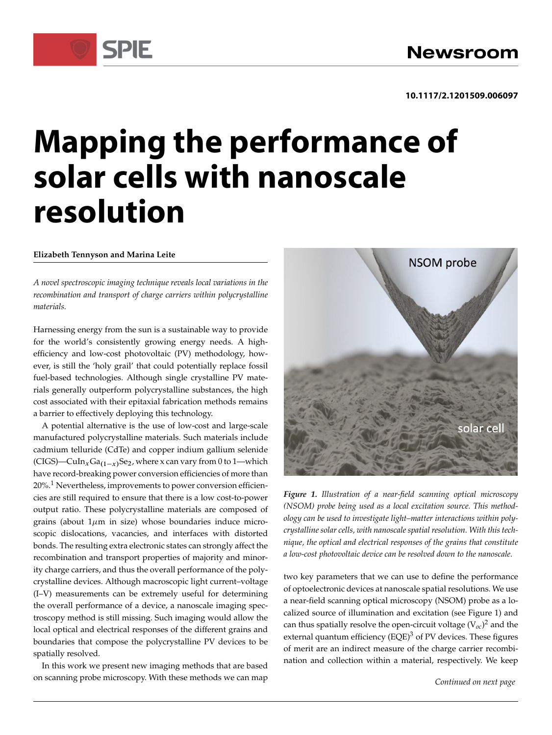10.1117/2.1201509.006097

# Mapping the performance of solar cells with nanoscale resolution

**Elizabeth Tennyson and Marina Leite**

*A novel spectroscopic imaging technique reveals local variations in the recombination and transport of charge carriers within polycrystalline materials.*

Harnessing energy from the sun is a sustainable way to provide for the world's consistently growing energy needs. A high-efficiency and low-cost photovoltaic (PV) methodology, however, is still the 'holy grail' that could potentially replace fossil fuel-based technologies. Although single crystalline PV materials generally outperform polycrystalline substances, the high cost associated with their epitaxial fabrication methods remains a barrier to effectively deploying this technology.

A potential alternative is the use of low-cost and large-scale manufactured polycrystalline materials. Such materials include cadmium telluride (CdTe) and copper indium gallium selenide (CIGS)—$CuIn_xGa_{(1-x)}Se_2$, where x can vary from 0 to 1—which have record-breaking power conversion efficiencies of more than 20%.[1] Nevertheless, improvements to power conversion efficiencies are still required to ensure that there is a low cost-to-power output ratio. These polycrystalline materials are composed of grains (about $1\mu m$ in size) whose boundaries induce microscopic dislocations, vacancies, and interfaces with distorted bonds. The resulting extra electronic states can strongly affect the recombination and transport properties of majority and minority charge carriers, and thus the overall performance of the polycrystalline devices. Although macroscopic light current–voltage (I–V) measurements can be extremely useful for determining the overall performance of a device, a nanoscale imaging spectroscopy method is still missing. Such imaging would allow the local optical and electrical responses of the different grains and boundaries that compose the polycrystalline PV devices to be spatially resolved.

In this work we present new imaging methods that are based on scanning probe microscopy. With these methods we can map two key parameters that we can use to define the performance of optoelectronic devices at nanoscale spatial resolutions. We use a near-field scanning optical microscopy (NSOM) probe as a localized source of illumination and excitation (see Figure 1) and can thus spatially resolve the open-circuit voltage ($V_{oc}$)[2] and the external quantum efficiency (EQE)[3] of PV devices. These figures of merit are an indirect measure of the charge carrier recombination and collection within a material, respectively. We keep

NSOM probe

solar cell

***Figure 1.*** *Illustration of a near-field scanning optical microscopy (NSOM) probe being used as a local excitation source. This methodology can be used to investigate light–matter interactions within polycrystalline solar cells, with nanoscale spatial resolution. With this technique, the optical and electrical responses of the grains that constitute a low-cost photovoltaic device can be resolved down to the nanoscale.*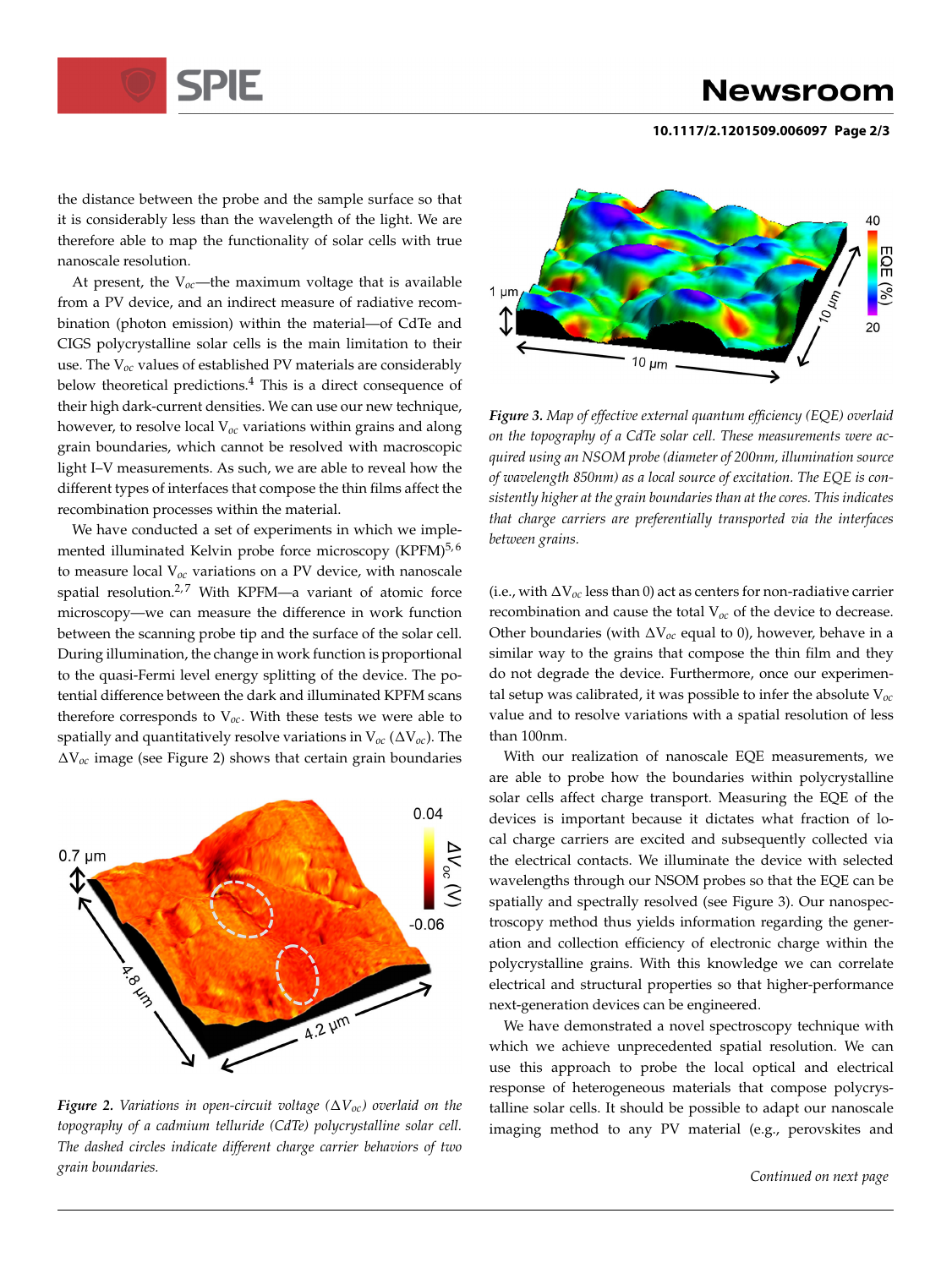the distance between the probe and the sample surface so that it is considerably less than the wavelength of the light. We are therefore able to map the functionality of solar cells with true nanoscale resolution.

At present, the $V_{oc}$—the maximum voltage that is available from a PV device, and an indirect measure of radiative recombination (photon emission) within the material—of CdTe and CIGS polycrystalline solar cells is the main limitation to their use. The $V_{oc}$ values of established PV materials are considerably below theoretical predictions.[4] This is a direct consequence of their high dark-current densities. We can use our new technique, however, to resolve local $V_{oc}$ variations within grains and along grain boundaries, which cannot be resolved with macroscopic light I–V measurements. As such, we are able to reveal how the different types of interfaces that compose the thin films affect the recombination processes within the material.

We have conducted a set of experiments in which we implemented illuminated Kelvin probe force microscopy (KPFM)[5,6] to measure local $V_{oc}$ variations on a PV device, with nanoscale spatial resolution.[2,7] With KPFM—a variant of atomic force microscopy—we can measure the difference in work function between the scanning probe tip and the surface of the solar cell. During illumination, the change in work function is proportional to the quasi-Fermi level energy splitting of the device. The potential difference between the dark and illuminated KPFM scans therefore corresponds to $V_{oc}$. With these tests we were able to spatially and quantitatively resolve variations in $V_{oc}$ ($\Delta V_{oc}$). The $\Delta V_{oc}$ image (see Figure 2) shows that certain grain boundaries (i.e., with $\Delta V_{oc}$ less than 0) act as centers for non-radiative carrier recombination and cause the total $V_{oc}$ of the device to decrease. Other boundaries (with $\Delta V_{oc}$ equal to 0), however, behave in a similar way to the grains that compose the thin film and they do not degrade the device. Furthermore, once our experimental setup was calibrated, it was possible to infer the absolute $V_{oc}$ value and to resolve variations with a spatial resolution of less than 100nm.

*Figure 2. Variations in open-circuit voltage ($\Delta V_{oc}$) overlaid on the topography of a cadmium telluride (CdTe) polycrystalline solar cell. The dashed circles indicate different charge carrier behaviors of two grain boundaries.*

*Figure 3. Map of effective external quantum efficiency (EQE) overlaid on the topography of a CdTe solar cell. These measurements were acquired using an NSOM probe (diameter of 200nm, illumination source of wavelength 850nm) as a local source of excitation. The EQE is consistently higher at the grain boundaries than at the cores. This indicates that charge carriers are preferentially transported via the interfaces between grains.*

With our realization of nanoscale EQE measurements, we are able to probe how the boundaries within polycrystalline solar cells affect charge transport. Measuring the EQE of the devices is important because it dictates what fraction of local charge carriers are excited and subsequently collected via the electrical contacts. We illuminate the device with selected wavelengths through our NSOM probes so that the EQE can be spatially and spectrally resolved (see Figure 3). Our nanospectroscopy method thus yields information regarding the generation and collection efficiency of electronic charge within the polycrystalline grains. With this knowledge we can correlate electrical and structural properties so that higher-performance next-generation devices can be engineered.

We have demonstrated a novel spectroscopy technique with which we achieve unprecedented spatial resolution. We can use this approach to probe the local optical and electrical response of heterogeneous materials that compose polycrystalline solar cells. It should be possible to adapt our nanoscale imaging method to any PV material (e.g., perovskites and

*Continued on next page*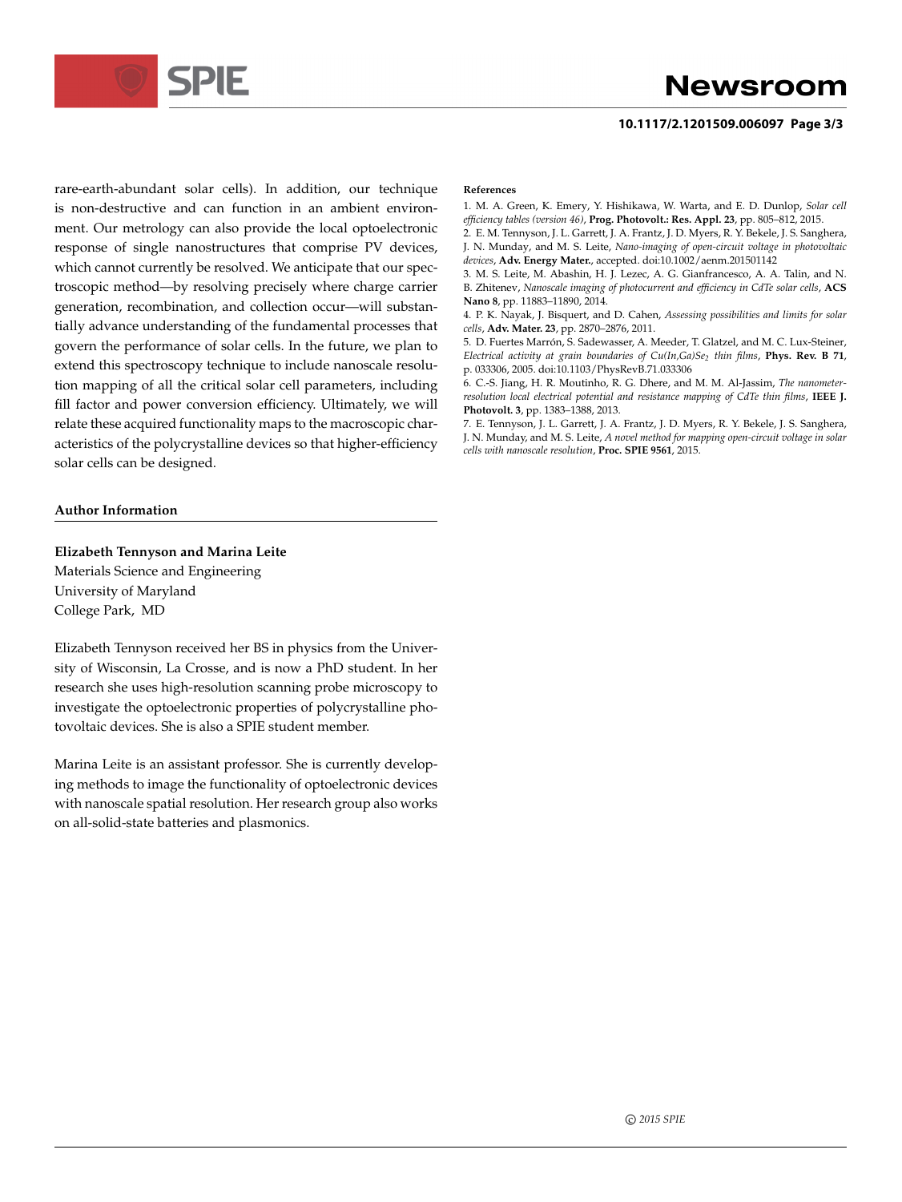rare-earth-abundant solar cells). In addition, our technique is non-destructive and can function in an ambient environment. Our metrology can also provide the local optoelectronic response of single nanostructures that comprise PV devices, which cannot currently be resolved. We anticipate that our spectroscopic method—by resolving precisely where charge carrier generation, recombination, and collection occur—will substantially advance understanding of the fundamental processes that govern the performance of solar cells. In the future, we plan to extend this spectroscopy technique to include nanoscale resolution mapping of all the critical solar cell parameters, including fill factor and power conversion efficiency. Ultimately, we will relate these acquired functionality maps to the macroscopic characteristics of the polycrystalline devices so that higher-efficiency solar cells can be designed.

## Author Information

**Elizabeth Tennyson and Marina Leite**
Materials Science and Engineering
University of Maryland
College Park, MD

Elizabeth Tennyson received her BS in physics from the University of Wisconsin, La Crosse, and is now a PhD student. In her research she uses high-resolution scanning probe microscopy to investigate the optoelectronic properties of polycrystalline photovoltaic devices. She is also a SPIE student member.

Marina Leite is an assistant professor. She is currently developing methods to image the functionality of optoelectronic devices with nanoscale spatial resolution. Her research group also works on all-solid-state batteries and plasmonics.

## References

1. M. A. Green, K. Emery, Y. Hishikawa, W. Warta, and E. D. Dunlop, *Solar cell efficiency tables (version 46)*, **Prog. Photovolt.: Res. Appl. 23**, pp. 805–812, 2015.
2. E. M. Tennyson, J. L. Garrett, J. A. Frantz, J. D. Myers, R. Y. Bekele, J. S. Sanghera, J. N. Munday, and M. S. Leite, *Nano-imaging of open-circuit voltage in photovoltaic devices*, **Adv. Energy Mater.**, accepted. doi:10.1002/aenm.201501142
3. M. S. Leite, M. Abashin, H. J. Lezec, A. G. Gianfrancesco, A. A. Talin, and N. B. Zhitenev, *Nanoscale imaging of photocurrent and efficiency in CdTe solar cells*, **ACS Nano 8**, pp. 11883–11890, 2014.
4. P. K. Nayak, J. Bisquert, and D. Cahen, *Assessing possibilities and limits for solar cells*, **Adv. Mater. 23**, pp. 2870–2876, 2011.
5. D. Fuertes Marrón, S. Sadewasser, A. Meeder, T. Glatzel, and M. C. Lux-Steiner, *Electrical activity at grain boundaries of Cu(In,Ga)$Se_2$ thin films*, **Phys. Rev. B 71**, p. 033306, 2005. doi:10.1103/PhysRevB.71.033306
6. C.-S. Jiang, H. R. Moutinho, R. G. Dhere, and M. M. Al-Jassim, *The nanometer-resolution local electrical potential and resistance mapping of CdTe thin films*, **IEEE J. Photovolt. 3**, pp. 1383–1388, 2013.
7. E. Tennyson, J. L. Garrett, J. A. Frantz, J. D. Myers, R. Y. Bekele, J. S. Sanghera, J. N. Munday, and M. S. Leite, *A novel method for mapping open-circuit voltage in solar cells with nanoscale resolution*, **Proc. SPIE 9561**, 2015.

© 2015 SPIE